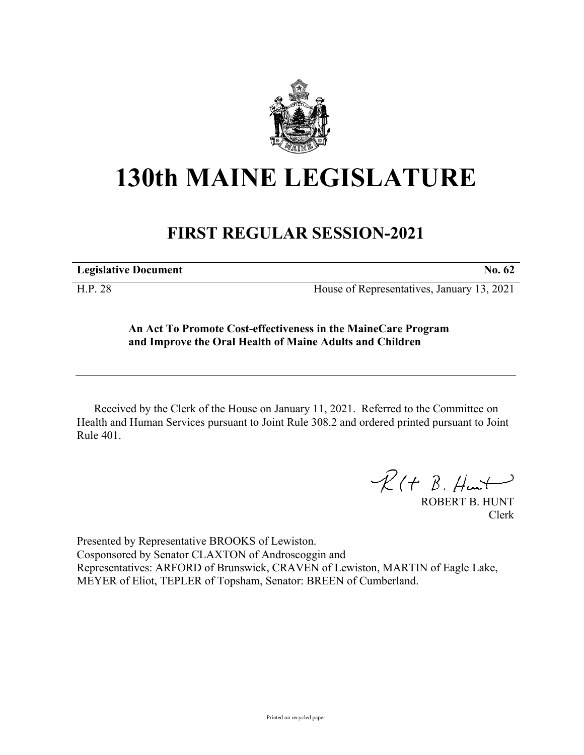# 130th MAINE LEGISLATURE

## FIRST REGULAR SESSION-2021

| **Legislative Document** | **No. 62** |
|---|---|
| H.P. 28 | House of Representatives, January 13, 2021 |

**An Act To Promote Cost-effectiveness in the MaineCare Program and Improve the Oral Health of Maine Adults and Children**

Received by the Clerk of the House on January 11, 2021. Referred to the Committee on Health and Human Services pursuant to Joint Rule 308.2 and ordered printed pursuant to Joint Rule 401.

ROBERT B. HUNT
Clerk

Presented by Representative BROOKS of Lewiston.
Cosponsored by Senator CLAXTON of Androscoggin and
Representatives: ARFORD of Brunswick, CRAVEN of Lewiston, MARTIN of Eagle Lake, MEYER of Eliot, TEPLER of Topsham, Senator: BREEN of Cumberland.

Printed on recycled paper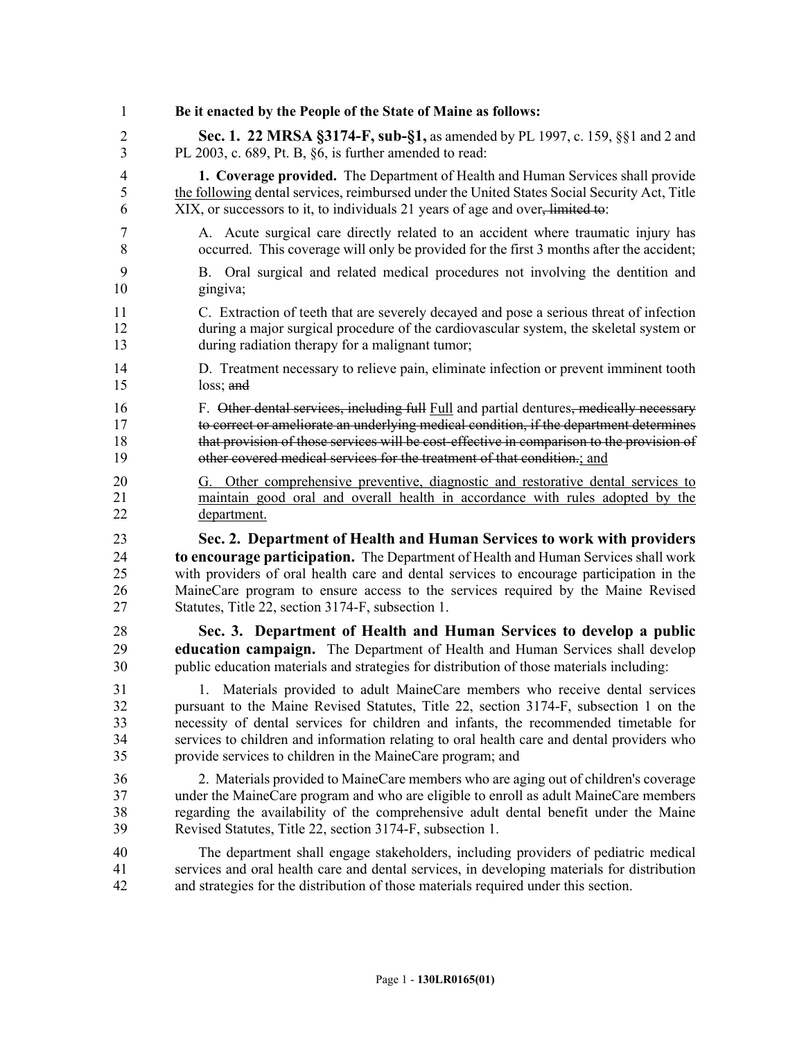**Be it enacted by the People of the State of Maine as follows:**

**Sec. 1. 22 MRSA §3174-F, sub-§1,** as amended by PL 1997, c. 159, §§1 and 2 and PL 2003, c. 689, Pt. B, §6, is further amended to read:

**1. Coverage provided.** The Department of Health and Human Services shall provide <u>the following</u> dental services, reimbursed under the United States Social Security Act, Title XIX, or successors to it, to individuals 21 years of age and over~~, limited to~~:

A. Acute surgical care directly related to an accident where traumatic injury has occurred. This coverage will only be provided for the first 3 months after the accident;

B. Oral surgical and related medical procedures not involving the dentition and gingiva;

C. Extraction of teeth that are severely decayed and pose a serious threat of infection during a major surgical procedure of the cardiovascular system, the skeletal system or during radiation therapy for a malignant tumor;

D. Treatment necessary to relieve pain, eliminate infection or prevent imminent tooth loss; ~~and~~

F. ~~Other dental services, including full~~ <u>Full</u> and partial dentures~~, medically necessary to correct or ameliorate an underlying medical condition, if the department determines that provision of those services will be cost-effective in comparison to the provision of other covered medical services for the treatment of that condition.~~<u>; and</u>

<u>G. Other comprehensive preventive, diagnostic and restorative dental services to maintain good oral and overall health in accordance with rules adopted by the department.</u>

**Sec. 2. Department of Health and Human Services to work with providers to encourage participation.** The Department of Health and Human Services shall work with providers of oral health care and dental services to encourage participation in the MaineCare program to ensure access to the services required by the Maine Revised Statutes, Title 22, section 3174-F, subsection 1.

**Sec. 3. Department of Health and Human Services to develop a public education campaign.** The Department of Health and Human Services shall develop public education materials and strategies for distribution of those materials including:

1. Materials provided to adult MaineCare members who receive dental services pursuant to the Maine Revised Statutes, Title 22, section 3174-F, subsection 1 on the necessity of dental services for children and infants, the recommended timetable for services to children and information relating to oral health care and dental providers who provide services to children in the MaineCare program; and

2. Materials provided to MaineCare members who are aging out of children's coverage under the MaineCare program and who are eligible to enroll as adult MaineCare members regarding the availability of the comprehensive adult dental benefit under the Maine Revised Statutes, Title 22, section 3174-F, subsection 1.

The department shall engage stakeholders, including providers of pediatric medical services and oral health care and dental services, in developing materials for distribution and strategies for the distribution of those materials required under this section.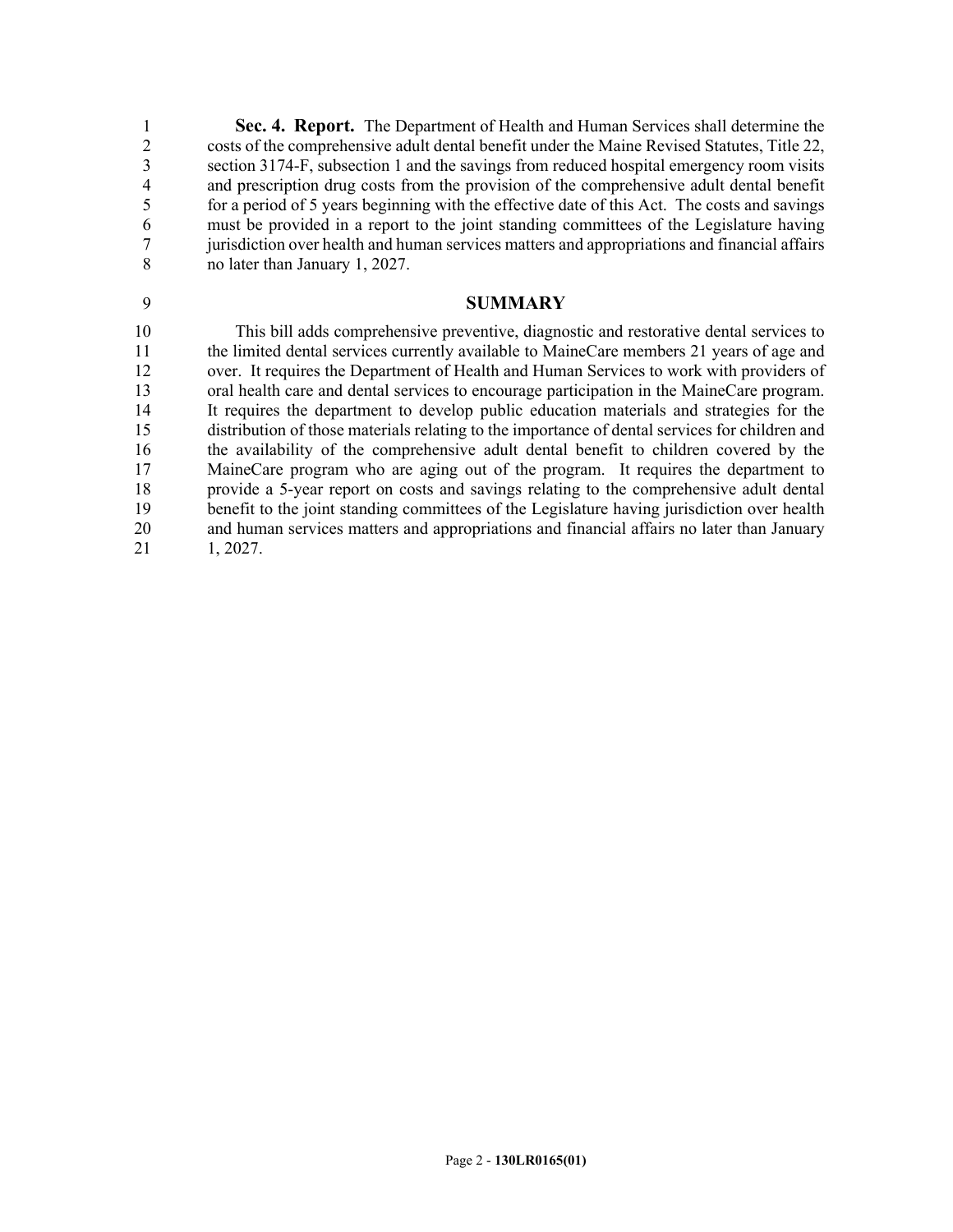**Sec. 4. Report.** The Department of Health and Human Services shall determine the costs of the comprehensive adult dental benefit under the Maine Revised Statutes, Title 22, section 3174-F, subsection 1 and the savings from reduced hospital emergency room visits and prescription drug costs from the provision of the comprehensive adult dental benefit for a period of 5 years beginning with the effective date of this Act. The costs and savings must be provided in a report to the joint standing committees of the Legislature having jurisdiction over health and human services matters and appropriations and financial affairs no later than January 1, 2027.

## SUMMARY

This bill adds comprehensive preventive, diagnostic and restorative dental services to the limited dental services currently available to MaineCare members 21 years of age and over. It requires the Department of Health and Human Services to work with providers of oral health care and dental services to encourage participation in the MaineCare program. It requires the department to develop public education materials and strategies for the distribution of those materials relating to the importance of dental services for children and the availability of the comprehensive adult dental benefit to children covered by the MaineCare program who are aging out of the program. It requires the department to provide a 5-year report on costs and savings relating to the comprehensive adult dental benefit to the joint standing committees of the Legislature having jurisdiction over health and human services matters and appropriations and financial affairs no later than January 1, 2027.